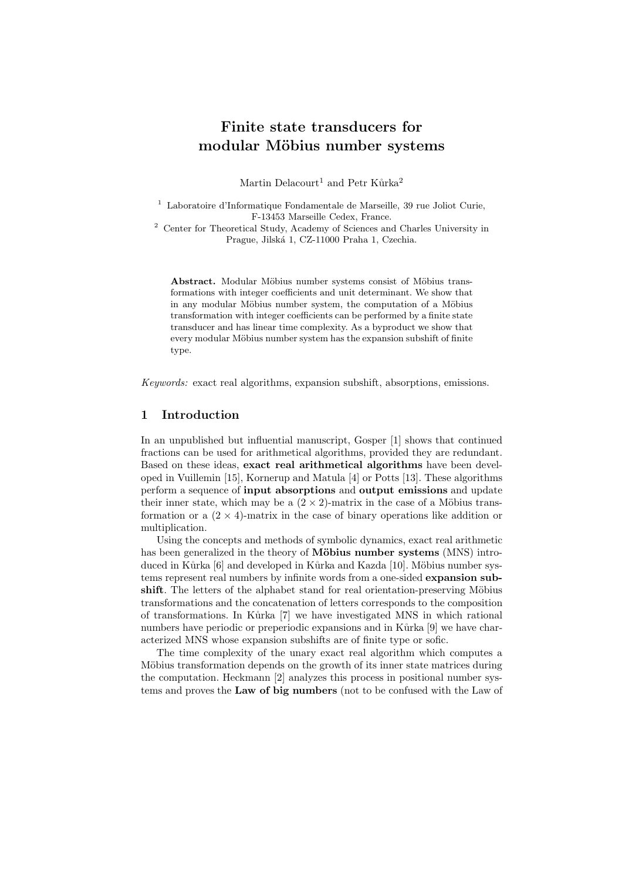# Finite state transducers for modular Möbius number systems

Martin Delacourt[1] and Petr Kůrka[2]

[1] Laboratoire d'Informatique Fondamentale de Marseille, 39 rue Joliot Curie, F-13453 Marseille Cedex, France.

[2] Center for Theoretical Study, Academy of Sciences and Charles University in Prague, Jilská 1, CZ-11000 Praha 1, Czechia.

**Abstract.** Modular Möbius number systems consist of Möbius transformations with integer coefficients and unit determinant. We show that in any modular Möbius number system, the computation of a Möbius transformation with integer coefficients can be performed by a finite state transducer and has linear time complexity. As a byproduct we show that every modular Möbius number system has the expansion subshift of finite type.

*Keywords:* exact real algorithms, expansion subshift, absorptions, emissions.

## 1 Introduction

In an unpublished but influential manuscript, Gosper [1] shows that continued fractions can be used for arithmetical algorithms, provided they are redundant. Based on these ideas, **exact real arithmetical algorithms** have been developed in Vuillemin [15], Kornerup and Matula [4] or Potts [13]. These algorithms perform a sequence of **input absorptions** and **output emissions** and update their inner state, which may be a $(2 \times 2)$-matrix in the case of a Möbius transformation or a $(2 \times 4)$-matrix in the case of binary operations like addition or multiplication.

Using the concepts and methods of symbolic dynamics, exact real arithmetic has been generalized in the theory of **Möbius number systems** (MNS) introduced in Kůrka [6] and developed in Kůrka and Kazda [10]. Möbius number systems represent real numbers by infinite words from a one-sided **expansion subshift**. The letters of the alphabet stand for real orientation-preserving Möbius transformations and the concatenation of letters corresponds to the composition of transformations. In Kůrka [7] we have investigated MNS in which rational numbers have periodic or preperiodic expansions and in Kůrka [9] we have characterized MNS whose expansion subshifts are of finite type or sofic.

The time complexity of the unary exact real algorithm which computes a Möbius transformation depends on the growth of its inner state matrices during the computation. Heckmann [2] analyzes this process in positional number systems and proves the **Law of big numbers** (not to be confused with the Law of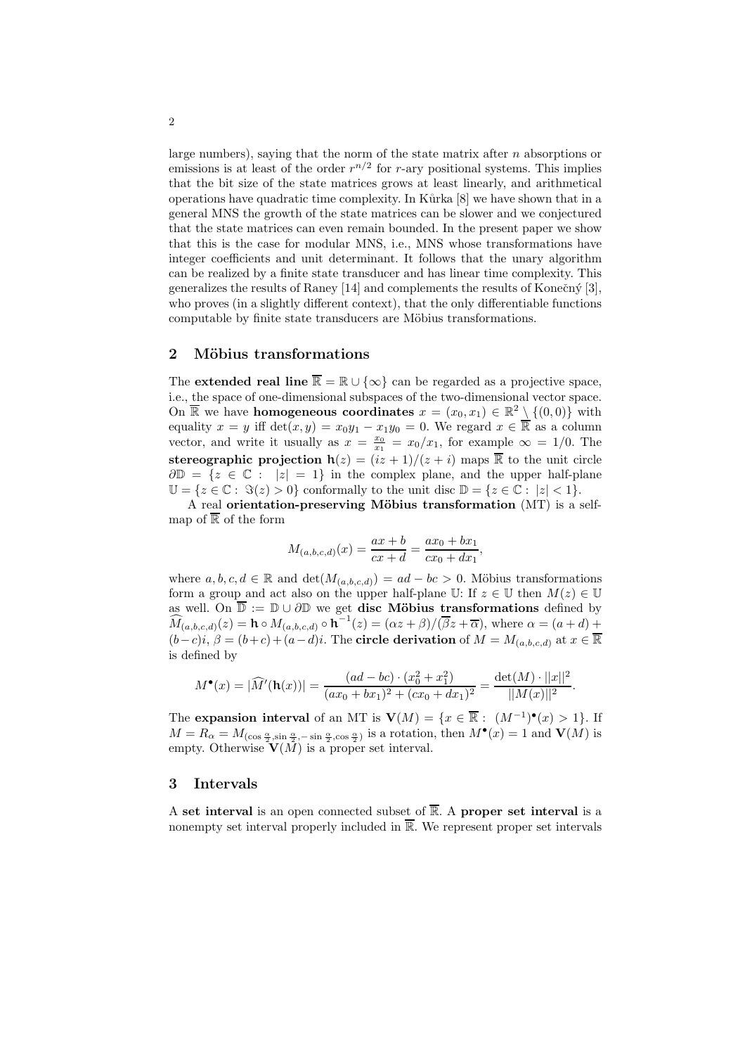large numbers), saying that the norm of the state matrix after $n$ absorptions or emissions is at least of the order $r^{n/2}$ for $r$-ary positional systems. This implies that the bit size of the state matrices grows at least linearly, and arithmetical operations have quadratic time complexity. In Kůrka [8] we have shown that in a general MNS the growth of the state matrices can be slower and we conjectured that the state matrices can even remain bounded. In the present paper we show that this is the case for modular MNS, i.e., MNS whose transformations have integer coefficients and unit determinant. It follows that the unary algorithm can be realized by a finite state transducer and has linear time complexity. This generalizes the results of Raney [14] and complements the results of Konečný [3], who proves (in a slightly different context), that the only differentiable functions computable by finite state transducers are Möbius transformations.

## 2 Möbius transformations

The **extended real line** $\overline{\mathbb{R}} = \mathbb{R} \cup \{\infty\}$ can be regarded as a projective space, i.e., the space of one-dimensional subspaces of the two-dimensional vector space. On $\overline{\mathbb{R}}$ we have **homogeneous coordinates** $x = (x_0, x_1) \in \mathbb{R}^2 \setminus \{(0,0)\}$ with equality $x = y$ iff $\det(x, y) = x_0 y_1 - x_1 y_0 = 0$. We regard $x \in \overline{\mathbb{R}}$ as a column vector, and write it usually as $x = \frac{x_0}{x_1} = x_0/x_1$, for example $\infty = 1/0$. The **stereographic projection** $\mathbf{h}(z) = (iz+1)/(z+i)$ maps $\overline{\mathbb{R}}$ to the unit circle $\partial\mathbb{D} = \{z \in \mathbb{C} : \ |z| = 1\}$ in the complex plane, and the upper half-plane $\mathbb{U} = \{z \in \mathbb{C} : \ \Im(z) > 0\}$ conformally to the unit disc $\mathbb{D} = \{z \in \mathbb{C} : \ |z| < 1\}$.

A real **orientation-preserving Möbius transformation** (MT) is a self-map of $\overline{\mathbb{R}}$ of the form

$$M_{(a,b,c,d)}(x) = \frac{ax+b}{cx+d} = \frac{ax_0 + bx_1}{cx_0 + dx_1},$$

where $a, b, c, d \in \mathbb{R}$ and $\det(M_{(a,b,c,d)}) = ad - bc > 0$. Möbius transformations form a group and act also on the upper half-plane $\mathbb{U}$: If $z \in \mathbb{U}$ then $M(z) \in \mathbb{U}$ as well. On $\overline{\mathbb{D}} := \mathbb{D} \cup \partial\mathbb{D}$ we get **disc Möbius transformations** defined by $\widehat{M}_{(a,b,c,d)}(z) = \mathbf{h} \circ M_{(a,b,c,d)} \circ \mathbf{h}^{-1}(z) = (\alpha z + \beta)/(\overline{\beta} z + \overline{\alpha})$, where $\alpha = (a+d) + (b-c)i$, $\beta = (b+c) + (a-d)i$. The **circle derivation** of $M = M_{(a,b,c,d)}$ at $x \in \overline{\mathbb{R}}$ is defined by

$$M^{\bullet}(x) = |\widehat{M}'(\mathbf{h}(x))| = \frac{(ad-bc)\cdot(x_0^2 + x_1^2)}{(ax_0 + bx_1)^2 + (cx_0 + dx_1)^2} = \frac{\det(M)\cdot ||x||^2}{||M(x)||^2}.$$

The **expansion interval** of an MT is $\mathbf{V}(M) = \{x \in \overline{\mathbb{R}} : \ (M^{-1})^{\bullet}(x) > 1\}$. If $M = R_\alpha = M_{(\cos\frac{\alpha}{2}, \sin\frac{\alpha}{2}, -\sin\frac{\alpha}{2}, \cos\frac{\alpha}{2})}$ is a rotation, then $M^{\bullet}(x) = 1$ and $\mathbf{V}(M)$ is empty. Otherwise $\mathbf{V}(M)$ is a proper set interval.

## 3 Intervals

A **set interval** is an open connected subset of $\overline{\mathbb{R}}$. A **proper set interval** is a nonempty set interval properly included in $\overline{\mathbb{R}}$. We represent proper set intervals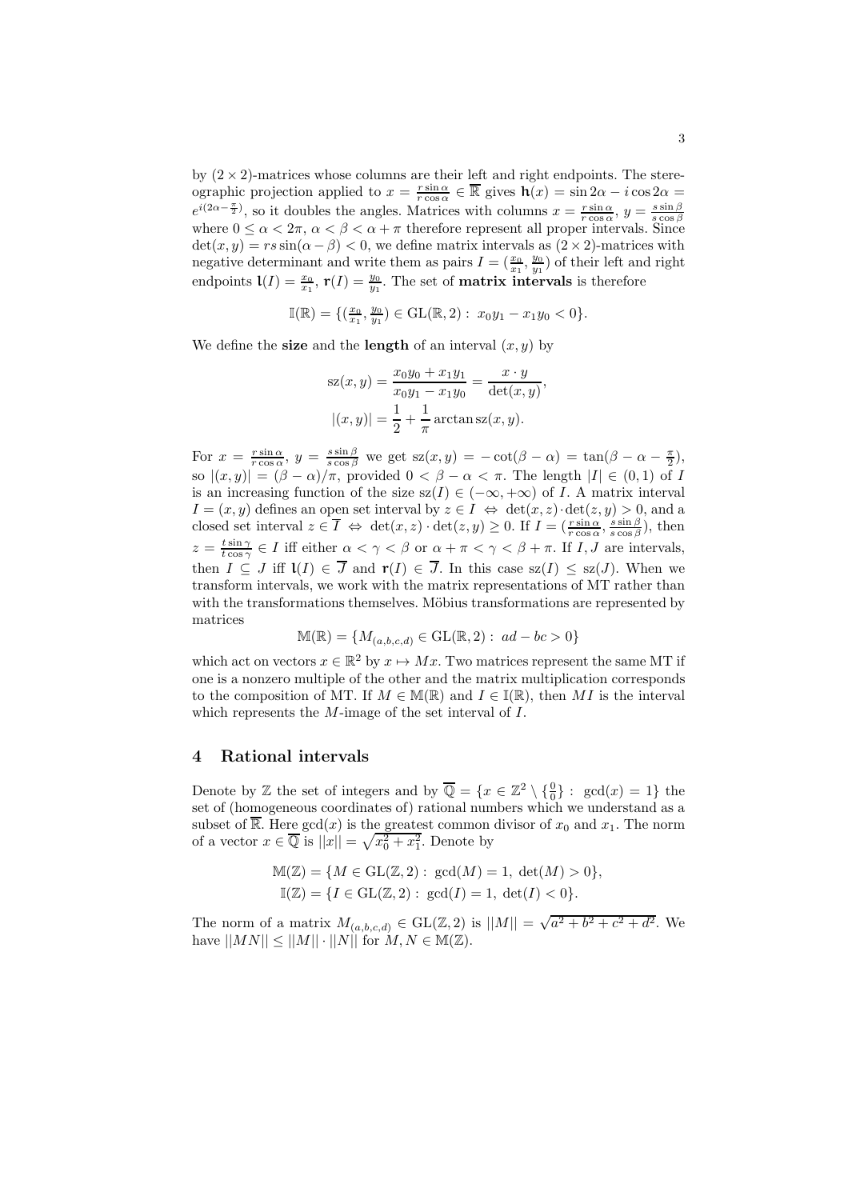by $(2\times 2)$-matrices whose columns are their left and right endpoints. The stereographic projection applied to $x = \frac{r\sin\alpha}{r\cos\alpha} \in \overline{\mathbb{R}}$ gives $\mathbf{h}(x) = \sin 2\alpha - i\cos 2\alpha = e^{i(2\alpha - \frac{\pi}{2})}$, so it doubles the angles. Matrices with columns $x = \frac{r\sin\alpha}{r\cos\alpha}$, $y = \frac{s\sin\beta}{s\cos\beta}$ where $0 \le \alpha < 2\pi$, $\alpha < \beta < \alpha + \pi$ therefore represent all proper intervals. Since $\det(x,y) = rs\sin(\alpha-\beta) < 0$, we define matrix intervals as $(2\times 2)$-matrices with negative determinant and write them as pairs $I = (\frac{x_0}{x_1}, \frac{y_0}{y_1})$ of their left and right endpoints $\mathfrak{l}(I) = \frac{x_0}{x_1}$, $\mathfrak{r}(I) = \frac{y_0}{y_1}$. The set of **matrix intervals** is therefore

$$\mathbb{I}(\mathbb{R}) = \{(\tfrac{x_0}{x_1}, \tfrac{y_0}{y_1}) \in \mathrm{GL}(\mathbb{R}, 2) :\ x_0 y_1 - x_1 y_0 < 0\}.$$

We define the **size** and the **length** of an interval $(x,y)$ by

$$\mathrm{sz}(x,y) = \frac{x_0 y_0 + x_1 y_1}{x_0 y_1 - x_1 y_0} = \frac{x\cdot y}{\det(x,y)},$$
$$|(x,y)| = \frac{1}{2} + \frac{1}{\pi}\arctan \mathrm{sz}(x,y).$$

For $x = \frac{r\sin\alpha}{r\cos\alpha}$, $y = \frac{s\sin\beta}{s\cos\beta}$ we get $\mathrm{sz}(x,y) = -\cot(\beta-\alpha) = \tan(\beta - \alpha - \frac{\pi}{2})$, so $|(x,y)| = (\beta-\alpha)/\pi$, provided $0 < \beta - \alpha < \pi$. The length $|I| \in (0,1)$ of $I$ is an increasing function of the size $\mathrm{sz}(I) \in (-\infty, +\infty)$ of $I$. A matrix interval $I = (x,y)$ defines an open set interval by $z \in I \Leftrightarrow \det(x,z)\cdot\det(z,y) > 0$, and a closed set interval $z \in \overline{I} \Leftrightarrow \det(x,z)\cdot\det(z,y) \ge 0$. If $I = (\frac{r\sin\alpha}{r\cos\alpha}, \frac{s\sin\beta}{s\cos\beta})$, then $z = \frac{t\sin\gamma}{t\cos\gamma} \in I$ iff either $\alpha < \gamma < \beta$ or $\alpha + \pi < \gamma < \beta + \pi$. If $I, J$ are intervals, then $I \subseteq J$ iff $\mathfrak{l}(I) \in \overline{J}$ and $\mathfrak{r}(I) \in \overline{J}$. In this case $\mathrm{sz}(I) \le \mathrm{sz}(J)$. When we transform intervals, we work with the matrix representations of MT rather than with the transformations themselves. Möbius transformations are represented by matrices

$$\mathbb{M}(\mathbb{R}) = \{M_{(a,b,c,d)} \in \mathrm{GL}(\mathbb{R}, 2) :\ ad - bc > 0\}$$

which act on vectors $x \in \mathbb{R}^2$ by $x \mapsto Mx$. Two matrices represent the same MT if one is a nonzero multiple of the other and the matrix multiplication corresponds to the composition of MT. If $M \in \mathbb{M}(\mathbb{R})$ and $I \in \mathbb{I}(\mathbb{R})$, then $MI$ is the interval which represents the $M$-image of the set interval of $I$.

## 4 Rational intervals

Denote by $\mathbb{Z}$ the set of integers and by $\overline{\mathbb{Q}} = \{x \in \mathbb{Z}^2 \setminus \{\frac{0}{0}\} :\ \gcd(x) = 1\}$ the set of (homogeneous coordinates of) rational numbers which we understand as a subset of $\overline{\mathbb{R}}$. Here $\gcd(x)$ is the greatest common divisor of $x_0$ and $x_1$. The norm of a vector $x \in \overline{\mathbb{Q}}$ is $||x|| = \sqrt{x_0^2 + x_1^2}$. Denote by

$$\mathbb{M}(\mathbb{Z}) = \{M \in \mathrm{GL}(\mathbb{Z}, 2) :\ \gcd(M) = 1,\ \det(M) > 0\},$$
$$\mathbb{I}(\mathbb{Z}) = \{I \in \mathrm{GL}(\mathbb{Z}, 2) :\ \gcd(I) = 1,\ \det(I) < 0\}.$$

The norm of a matrix $M_{(a,b,c,d)} \in \mathrm{GL}(\mathbb{Z}, 2)$ is $||M|| = \sqrt{a^2 + b^2 + c^2 + d^2}$. We have $||MN|| \le ||M|| \cdot ||N||$ for $M, N \in \mathbb{M}(\mathbb{Z})$.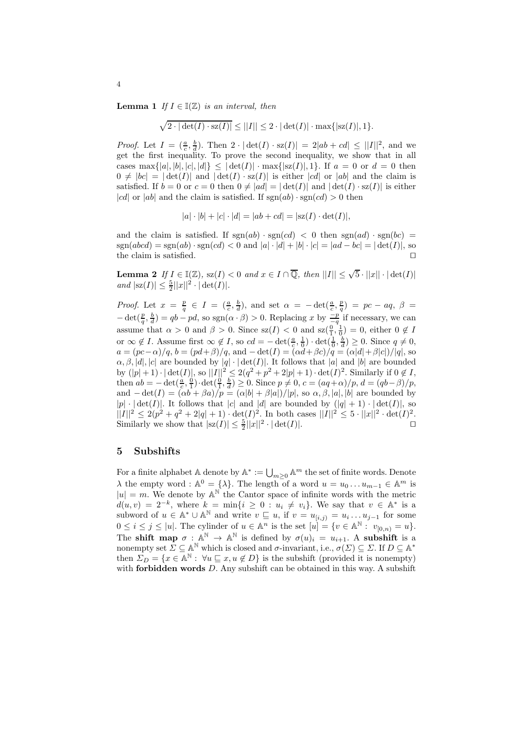**Lemma 1** *If $I \in \mathbb{I}(\mathbb{Z})$ is an interval, then*

$$\sqrt{2 \cdot |\det(I) \cdot \mathrm{sz}(I)|} \leq ||I|| \leq 2 \cdot |\det(I)| \cdot \max\{|\mathrm{sz}(I)|, 1\}.$$

*Proof.* Let $I = (\frac{a}{c}, \frac{b}{d})$. Then $2 \cdot |\det(I) \cdot \mathrm{sz}(I)| = 2|ab + cd| \leq ||I||^2$, and we get the first inequality. To prove the second inequality, we show that in all cases $\max\{|a|, |b|, |c|, |d|\} \leq |\det(I)| \cdot \max\{|\mathrm{sz}(I)|, 1\}$. If $a = 0$ or $d = 0$ then $0 \neq |bc| = |\det(I)|$ and $|\det(I) \cdot \mathrm{sz}(I)|$ is either $|cd|$ or $|ab|$ and the claim is satisfied. If $b = 0$ or $c = 0$ then $0 \neq |ad| = |\det(I)|$ and $|\det(I) \cdot \mathrm{sz}(I)|$ is either $|cd|$ or $|ab|$ and the claim is satisfied. If $\mathrm{sgn}(ab) \cdot \mathrm{sgn}(cd) > 0$ then

$$|a| \cdot |b| + |c| \cdot |d| = |ab + cd| = |\mathrm{sz}(I) \cdot \det(I)|,$$

and the claim is satisfied. If $\mathrm{sgn}(ab) \cdot \mathrm{sgn}(cd) < 0$ then $\mathrm{sgn}(ad) \cdot \mathrm{sgn}(bc) = \mathrm{sgn}(abcd) = \mathrm{sgn}(ab) \cdot \mathrm{sgn}(cd) < 0$ and $|a| \cdot |d| + |b| \cdot |c| = |ad - bc| = |\det(I)|$, so the claim is satisfied. $\square$

**Lemma 2** *If $I \in \mathbb{I}(\mathbb{Z})$, $\mathrm{sz}(I) < 0$ and $x \in I \cap \overline{\mathbb{Q}}$, then $||I|| \leq \sqrt{5} \cdot ||x|| \cdot |\det(I)|$ and $|\mathrm{sz}(I)| \leq \frac{5}{2}||x||^2 \cdot |\det(I)|$.*

*Proof.* Let $x = \frac{p}{q} \in I = (\frac{a}{c}, \frac{b}{d})$, and set $\alpha = -\det(\frac{a}{c}, \frac{p}{q}) = pc - aq$, $\beta = -\det(\frac{p}{q}, \frac{b}{d}) = qb - pd$, so $\mathrm{sgn}(\alpha \cdot \beta) > 0$. Replacing $x$ by $\frac{-p}{-q}$ if necessary, we can assume that $\alpha > 0$ and $\beta > 0$. Since $\mathrm{sz}(I) < 0$ and $\mathrm{sz}(\frac{0}{1}, \frac{1}{0}) = 0$, either $0 \notin I$ or $\infty \notin I$. Assume first $\infty \notin I$, so $cd = -\det(\frac{a}{c}, \frac{1}{0}) \cdot \det(\frac{1}{0}, \frac{b}{d}) \geq 0$. Since $q \neq 0$, $a = (pc - \alpha)/q$, $b = (pd + \beta)/q$, and $-\det(I) = (\alpha d + \beta c)/q = (\alpha|d| + \beta|c|)/|q|$, so $\alpha, \beta, |d|, |c|$ are bounded by $|q| \cdot |\det(I)|$. It follows that $|a|$ and $|b|$ are bounded by $(|p| + 1) \cdot |\det(I)|$, so $||I||^2 \leq 2(q^2 + p^2 + 2|p| + 1) \cdot \det(I)^2$. Similarly if $0 \notin I$, then $ab = -\det(\frac{a}{c}, \frac{0}{1}) \cdot \det(\frac{0}{1}, \frac{b}{d}) \geq 0$. Since $p \neq 0$, $c = (aq + \alpha)/p$, $d = (qb - \beta)/p$, and $-\det(I) = (\alpha b + \beta a)/p = (\alpha|b| + \beta|a|)/|p|$, so $\alpha, \beta, |a|, |b|$ are bounded by $|p| \cdot |\det(I)|$. It follows that $|c|$ and $|d|$ are bounded by $(|q| + 1) \cdot |\det(I)|$, so $||I||^2 \leq 2(p^2 + q^2 + 2|q| + 1) \cdot \det(I)^2$. In both cases $||I||^2 \leq 5 \cdot ||x||^2 \cdot \det(I)^2$. Similarly we show that $|\mathrm{sz}(I)| \leq \frac{5}{2}||x||^2 \cdot |\det(I)|$. $\square$

## 5 Subshifts

For a finite alphabet $\mathbb{A}$ denote by $\mathbb{A}^* := \bigcup_{m \geq 0} \mathbb{A}^m$ the set of finite words. Denote $\lambda$ the empty word : $\mathbb{A}^0 = \{\lambda\}$. The length of a word $u = u_0 \ldots u_{m-1} \in \mathbb{A}^m$ is $|u| = m$. We denote by $\mathbb{A}^{\mathbb{N}}$ the Cantor space of infinite words with the metric $d(u, v) = 2^{-k}$, where $k = \min\{i \geq 0 : u_i \neq v_i\}$. We say that $v \in \mathbb{A}^*$ is a subword of $u \in \mathbb{A}^* \cup \mathbb{A}^{\mathbb{N}}$ and write $v \sqsubseteq u$, if $v = u_{[i,j)} = u_i \ldots u_{j-1}$ for some $0 \leq i \leq j \leq |u|$. The cylinder of $u \in \mathbb{A}^n$ is the set $[u] = \{v \in \mathbb{A}^{\mathbb{N}} : v_{[0,n)} = u\}$. The **shift map** $\sigma : \mathbb{A}^{\mathbb{N}} \to \mathbb{A}^{\mathbb{N}}$ is defined by $\sigma(u)_i = u_{i+1}$. A **subshift** is a nonempty set $\Sigma \subseteq \mathbb{A}^{\mathbb{N}}$ which is closed and $\sigma$-invariant, i.e., $\sigma(\Sigma) \subseteq \Sigma$. If $D \subseteq \mathbb{A}^*$ then $\Sigma_D = \{x \in \mathbb{A}^{\mathbb{N}} : \forall u \sqsubseteq x, u \notin D\}$ is the subshift (provided it is nonempty) with **forbidden words** $D$. Any subshift can be obtained in this way. A subshift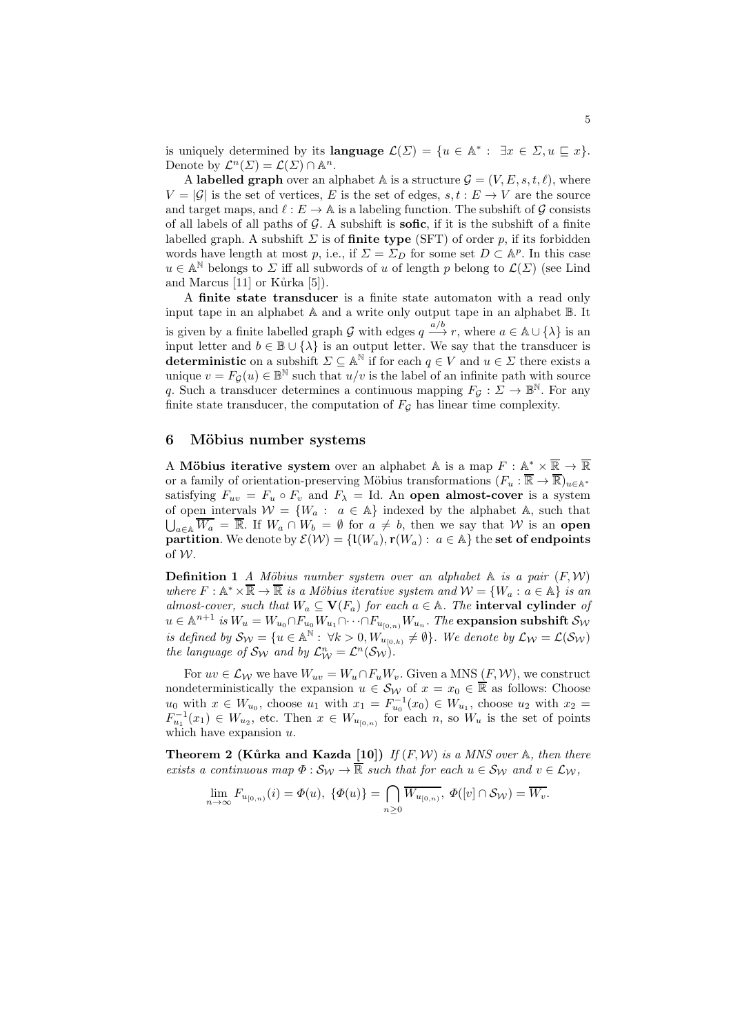is uniquely determined by its **language** $\mathcal{L}(\Sigma) = \{u \in \mathbb{A}^* : \exists x \in \Sigma, u \sqsubseteq x\}$. Denote by $\mathcal{L}^n(\Sigma) = \mathcal{L}(\Sigma) \cap \mathbb{A}^n$.

A **labelled graph** over an alphabet $\mathbb{A}$ is a structure $\mathcal{G} = (V, E, s, t, \ell)$, where $V = |\mathcal{G}|$ is the set of vertices, $E$ is the set of edges, $s, t : E \to V$ are the source and target maps, and $\ell : E \to \mathbb{A}$ is a labeling function. The subshift of $\mathcal{G}$ consists of all labels of all paths of $\mathcal{G}$. A subshift is **sofic**, if it is the subshift of a finite labelled graph. A subshift $\Sigma$ is of **finite type** (SFT) of order $p$, if its forbidden words have length at most $p$, i.e., if $\Sigma = \Sigma_D$ for some set $D \subset \mathbb{A}^p$. In this case $u \in \mathbb{A}^{\mathbb{N}}$ belongs to $\Sigma$ iff all subwords of $u$ of length $p$ belong to $\mathcal{L}(\Sigma)$ (see Lind and Marcus [11] or Kůrka [5]).

A **finite state transducer** is a finite state automaton with a read only input tape in an alphabet $\mathbb{A}$ and a write only output tape in an alphabet $\mathbb{B}$. It is given by a finite labelled graph $\mathcal{G}$ with edges $q \xrightarrow{a/b} r$, where $a \in \mathbb{A} \cup \{\lambda\}$ is an input letter and $b \in \mathbb{B} \cup \{\lambda\}$ is an output letter. We say that the transducer is **deterministic** on a subshift $\Sigma \subseteq \mathbb{A}^{\mathbb{N}}$ if for each $q \in V$ and $u \in \Sigma$ there exists a unique $v = F_{\mathcal{G}}(u) \in \mathbb{B}^{\mathbb{N}}$ such that $u/v$ is the label of an infinite path with source $q$. Such a transducer determines a continuous mapping $F_{\mathcal{G}} : \Sigma \to \mathbb{B}^{\mathbb{N}}$. For any finite state transducer, the computation of $F_{\mathcal{G}}$ has linear time complexity.

## 6 Möbius number systems

A **Möbius iterative system** over an alphabet $\mathbb{A}$ is a map $F : \mathbb{A}^* \times \overline{\mathbb{R}} \to \overline{\mathbb{R}}$ or a family of orientation-preserving Möbius transformations $(F_u : \overline{\mathbb{R}} \to \overline{\mathbb{R}})_{u \in \mathbb{A}^*}$ satisfying $F_{uv} = F_u \circ F_v$ and $F_\lambda = \mathrm{Id}$. An **open almost-cover** is a system of open intervals $\mathcal{W} = \{W_a : a \in \mathbb{A}\}$ indexed by the alphabet $\mathbb{A}$, such that $\bigcup_{a \in \mathbb{A}} \overline{W_a} = \overline{\mathbb{R}}$. If $W_a \cap W_b = \emptyset$ for $a \neq b$, then we say that $\mathcal{W}$ is an **open partition**. We denote by $\mathcal{E}(\mathcal{W}) = \{\mathfrak{l}(W_a), \mathbf{r}(W_a) : a \in \mathbb{A}\}$ the **set of endpoints** of $\mathcal{W}$.

**Definition 1** *A Möbius number system over an alphabet $\mathbb{A}$ is a pair $(F, \mathcal{W})$ where $F : \mathbb{A}^* \times \overline{\mathbb{R}} \to \overline{\mathbb{R}}$ is a Möbius iterative system and $\mathcal{W} = \{W_a : a \in \mathbb{A}\}$ is an almost-cover, such that $W_a \subseteq \mathbf{V}(F_a)$ for each $a \in \mathbb{A}$. The* **interval cylinder** *of $u \in \mathbb{A}^{n+1}$ is $W_u = W_{u_0} \cap F_{u_0} W_{u_1} \cap \cdots \cap F_{u_{[0,n)}} W_{u_n}$. The* **expansion subshift** *$\mathcal{S}_{\mathcal{W}}$ is defined by $\mathcal{S}_{\mathcal{W}} = \{u \in \mathbb{A}^{\mathbb{N}} : \forall k > 0, W_{u_{[0,k)}} \neq \emptyset\}$. We denote by $\mathcal{L}_{\mathcal{W}} = \mathcal{L}(\mathcal{S}_{\mathcal{W}})$ the language of $\mathcal{S}_{\mathcal{W}}$ and by $\mathcal{L}^n_{\mathcal{W}} = \mathcal{L}^n(\mathcal{S}_{\mathcal{W}})$.*

For $uv \in \mathcal{L}_{\mathcal{W}}$ we have $W_{uv} = W_u \cap F_u W_v$. Given a MNS $(F, \mathcal{W})$, we construct nondeterministically the expansion $u \in \mathcal{S}_{\mathcal{W}}$ of $x = x_0 \in \overline{\mathbb{R}}$ as follows: Choose $u_0$ with $x \in W_{u_0}$, choose $u_1$ with $x_1 = F^{-1}_{u_0}(x_0) \in W_{u_1}$, choose $u_2$ with $x_2 = F^{-1}_{u_1}(x_1) \in W_{u_2}$, etc. Then $x \in W_{u_{[0,n)}}$ for each $n$, so $W_u$ is the set of points which have expansion $u$.

**Theorem 2 (Kůrka and Kazda [10])** *If $(F, \mathcal{W})$ is a MNS over $\mathbb{A}$, then there exists a continuous map $\Phi : \mathcal{S}_{\mathcal{W}} \to \overline{\mathbb{R}}$ such that for each $u \in \mathcal{S}_{\mathcal{W}}$ and $v \in \mathcal{L}_{\mathcal{W}}$,*

$$\lim_{n \to \infty} F_{u_{[0,n)}}(i) = \Phi(u), \ \{\Phi(u)\} = \bigcap_{n \geq 0} \overline{W_{u_{[0,n)}}}, \ \Phi([v] \cap \mathcal{S}_{\mathcal{W}}) = \overline{W_v}.$$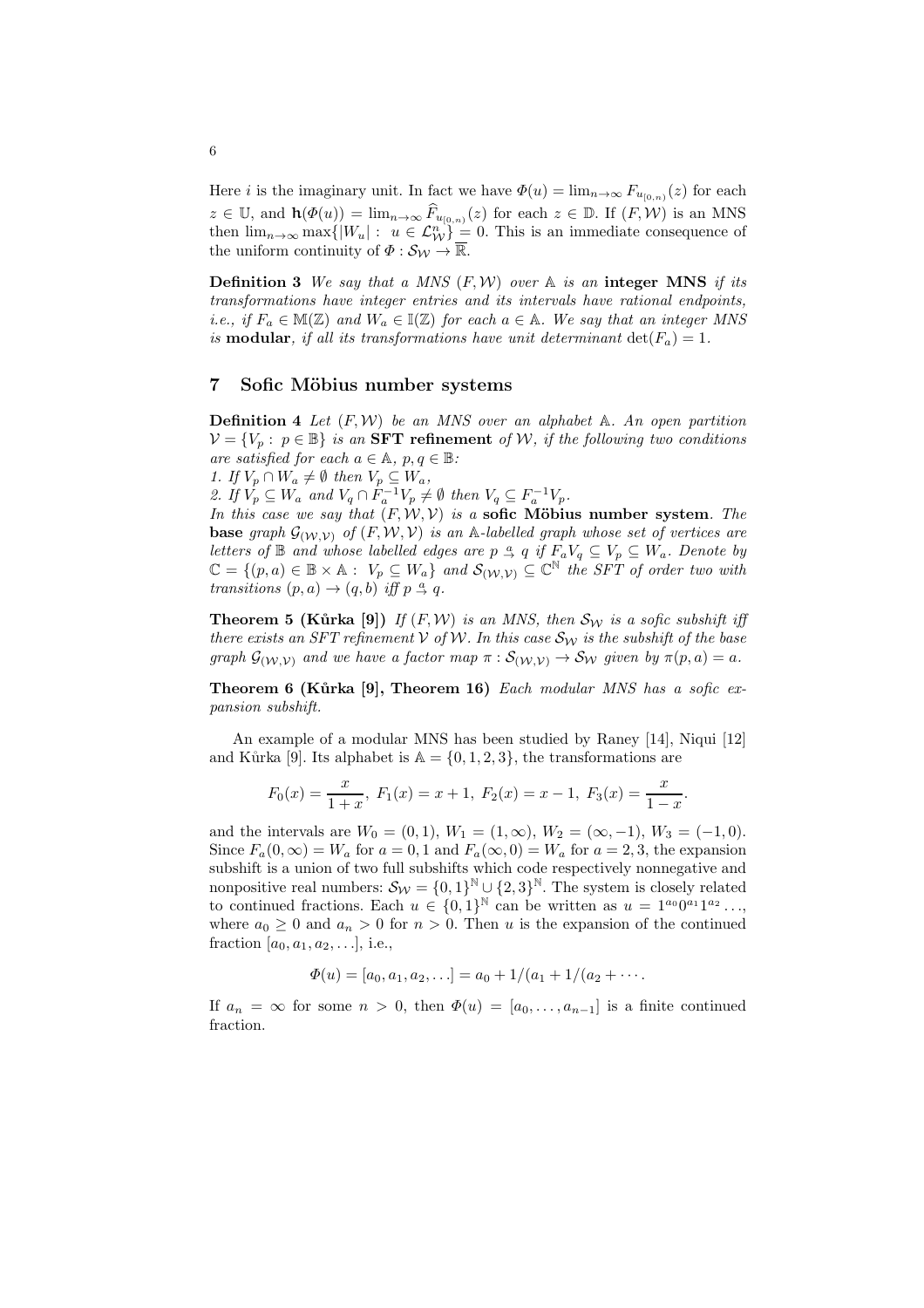Here $i$ is the imaginary unit. In fact we have $\Phi(u) = \lim_{n\to\infty} F_{u_{[0,n)}}(z)$ for each $z \in \mathbb{U}$, and $\mathbf{h}(\Phi(u)) = \lim_{n\to\infty} \widehat{F}_{u_{[0,n)}}(z)$ for each $z \in \mathbb{D}$. If $(F, \mathcal{W})$ is an MNS then $\lim_{n\to\infty} \max\{|W_u| : u \in \mathcal{L}^n_{\mathcal{W}}\} = 0$. This is an immediate consequence of the uniform continuity of $\Phi : \mathcal{S}_{\mathcal{W}} \to \overline{\mathbb{R}}$.

**Definition 3** *We say that a MNS $(F, \mathcal{W})$ over $\mathbb{A}$ is an* **integer MNS** *if its transformations have integer entries and its intervals have rational endpoints, i.e., if $F_a \in \mathbb{M}(\mathbb{Z})$ and $W_a \in \mathbb{I}(\mathbb{Z})$ for each $a \in \mathbb{A}$. We say that an integer MNS is* **modular***, if all its transformations have unit determinant $\det(F_a) = 1$.*

## 7 Sofic Möbius number systems

**Definition 4** *Let $(F, \mathcal{W})$ be an MNS over an alphabet $\mathbb{A}$. An open partition $\mathcal{V} = \{V_p : p \in \mathbb{B}\}$ is an* **SFT refinement** *of $\mathcal{W}$, if the following two conditions are satisfied for each $a \in \mathbb{A}$, $p, q \in \mathbb{B}$:*
*1. If $V_p \cap W_a \neq \emptyset$ then $V_p \subseteq W_a$,*
*2. If $V_p \subseteq W_a$ and $V_q \cap F_a^{-1} V_p \neq \emptyset$ then $V_q \subseteq F_a^{-1} V_p$.*
*In this case we say that $(F, \mathcal{W}, \mathcal{V})$ is a* **sofic Möbius number system***. The* **base** *graph $\mathcal{G}_{(\mathcal{W},\mathcal{V})}$ of $(F, \mathcal{W}, \mathcal{V})$ is an $\mathbb{A}$-labelled graph whose set of vertices are letters of $\mathbb{B}$ and whose labelled edges are $p \overset{a}{\to} q$ if $F_a V_q \subseteq V_p \subseteq W_a$. Denote by $\mathbb{C} = \{(p, a) \in \mathbb{B} \times \mathbb{A} : V_p \subseteq W_a\}$ and $\mathcal{S}_{(\mathcal{W},\mathcal{V})} \subseteq \mathbb{C}^{\mathbb{N}}$ the SFT of order two with transitions $(p, a) \to (q, b)$ iff $p \overset{a}{\to} q$.*

**Theorem 5 (Kůrka [9])** *If $(F, \mathcal{W})$ is an MNS, then $\mathcal{S}_{\mathcal{W}}$ is a sofic subshift iff there exists an SFT refinement $\mathcal{V}$ of $\mathcal{W}$. In this case $\mathcal{S}_{\mathcal{W}}$ is the subshift of the base graph $\mathcal{G}_{(\mathcal{W},\mathcal{V})}$ and we have a factor map $\pi : \mathcal{S}_{(\mathcal{W},\mathcal{V})} \to \mathcal{S}_{\mathcal{W}}$ given by $\pi(p, a) = a$.*

**Theorem 6 (Kůrka [9], Theorem 16)** *Each modular MNS has a sofic expansion subshift.*

An example of a modular MNS has been studied by Raney [14], Niqui [12] and Kůrka [9]. Its alphabet is $\mathbb{A} = \{0, 1, 2, 3\}$, the transformations are

$$F_0(x) = \frac{x}{1+x},\ F_1(x) = x + 1,\ F_2(x) = x - 1,\ F_3(x) = \frac{x}{1-x}.$$

and the intervals are $W_0 = (0, 1)$, $W_1 = (1, \infty)$, $W_2 = (\infty, -1)$, $W_3 = (-1, 0)$. Since $F_a(0, \infty) = W_a$ for $a = 0, 1$ and $F_a(\infty, 0) = W_a$ for $a = 2, 3$, the expansion subshift is a union of two full subshifts which code respectively nonnegative and nonpositive real numbers: $\mathcal{S}_{\mathcal{W}} = \{0, 1\}^{\mathbb{N}} \cup \{2, 3\}^{\mathbb{N}}$. The system is closely related to continued fractions. Each $u \in \{0, 1\}^{\mathbb{N}}$ can be written as $u = 1^{a_0} 0^{a_1} 1^{a_2} \ldots$, where $a_0 \geq 0$ and $a_n > 0$ for $n > 0$. Then $u$ is the expansion of the continued fraction $[a_0, a_1, a_2, \ldots]$, i.e.,

$$\Phi(u) = [a_0, a_1, a_2, \ldots] = a_0 + 1/(a_1 + 1/(a_2 + \cdots .$$

If $a_n = \infty$ for some $n > 0$, then $\Phi(u) = [a_0, \ldots, a_{n-1}]$ is a finite continued fraction.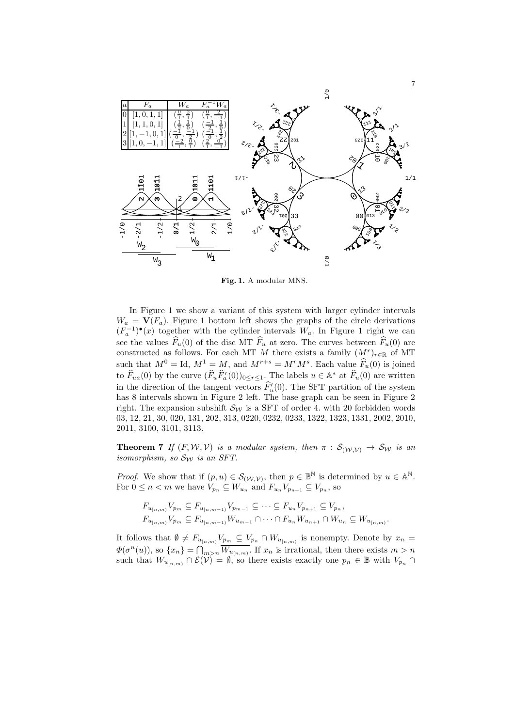| $a$ | $F_a$ | $W_a$ | $F_a^{-1}W_a$ |
|---|---|---|---|
| 0 | $[1,0,1,1]$ | $(\frac{0}{1},\frac{2}{1})$ | $(\frac{0}{1},\frac{2}{-1})$ |
| 1 | $[1,1,0,1]$ | $(\frac{1}{2},\frac{1}{0})$ | $(\frac{-1}{2},\frac{1}{0})$ |
| 2 | $[1,-1,0,1]$ | $(\frac{-1}{0},\frac{-1}{2})$ | $(\frac{-1}{0},\frac{1}{2})$ |
| 3 | $[1,0,-1,1]$ | $(\frac{-2}{1},\frac{0}{1})$ | $(\frac{2}{1},\frac{0}{-1})$ |

**Fig. 1.** A modular MNS.

In Figure 1 we show a variant of this system with larger cylinder intervals $W_a = \mathbf{V}(F_a)$. Figure 1 bottom left shows the graphs of the circle derivations $(F_a^{-1})^\bullet(x)$ together with the cylinder intervals $W_a$. In Figure 1 right we can see the values $\widehat{F}_u(0)$ of the disc MT $\widehat{F}_u$ at zero. The curves between $\widehat{F}_u(0)$ are constructed as follows. For each MT $M$ there exists a family $(M^r)_{r\in\mathbb{R}}$ of MT such that $M^0 = \text{Id}$, $M^1 = M$, and $M^{r+s} = M^r M^s$. Each value $\widehat{F}_u(0)$ is joined to $\widehat{F}_{ua}(0)$ by the curve $(\widehat{F}_u\widehat{F}_a^r(0))_{0\le r\le 1}$. The labels $u \in \mathbb{A}^*$ at $\widehat{F}_u(0)$ are written in the direction of the tangent vectors $\widehat{F}_u'(0)$. The SFT partition of the system has 8 intervals shown in Figure 2 left. The base graph can be seen in Figure 2 right. The expansion subshift $\mathcal{S}_\mathcal{W}$ is a SFT of order 4. with 20 forbidden words 03, 12, 21, 30, 020, 131, 202, 313, 0220, 0232, 0233, 1322, 1323, 1331, 2002, 2010, 2011, 3100, 3101, 3113.

**Theorem 7** *If $(F, \mathcal{W}, \mathcal{V})$ is a modular system, then $\pi : \mathcal{S}_{(\mathcal{W},\mathcal{V})} \to \mathcal{S}_\mathcal{W}$ is an isomorphism, so $\mathcal{S}_\mathcal{W}$ is an SFT.*

*Proof.* We show that if $(p, u) \in \mathcal{S}_{(\mathcal{W},\mathcal{V})}$, then $p \in \mathbb{B}^\mathbb{N}$ is determined by $u \in \mathbb{A}^\mathbb{N}$. For $0 \le n < m$ we have $V_{p_n} \subseteq W_{u_n}$ and $F_{u_n}V_{p_{n+1}} \subseteq V_{p_n}$, so

$$F_{u_{[n,m)}}V_{p_m} \subseteq F_{u_{[n,m-1)}}V_{p_{m-1}} \subseteq \cdots \subseteq F_{u_n}V_{p_{n+1}} \subseteq V_{p_n},$$
$$F_{u_{[n,m)}}V_{p_m} \subseteq F_{u_{[n,m-1)}}W_{u_{m-1}} \cap \cdots \cap F_{u_n}W_{u_{n+1}} \cap W_{u_n} \subseteq W_{u_{[n,m)}}.$$

It follows that $\emptyset \neq F_{u_{[n,m)}}V_{p_m} \subseteq V_{p_n} \cap W_{u_{[n,m)}}$ is nonempty. Denote by $x_n = \Phi(\sigma^n(u))$, so $\{x_n\} = \bigcap_{m>n} \overline{W_{u_{[n,m)}}}$. If $x_n$ is irrational, then there exists $m > n$ such that $W_{u_{[n,m)}} \cap \mathcal{E}(\mathcal{V}) = \emptyset$, so there exists exactly one $p_n \in \mathbb{B}$ with $V_{p_n} \cap$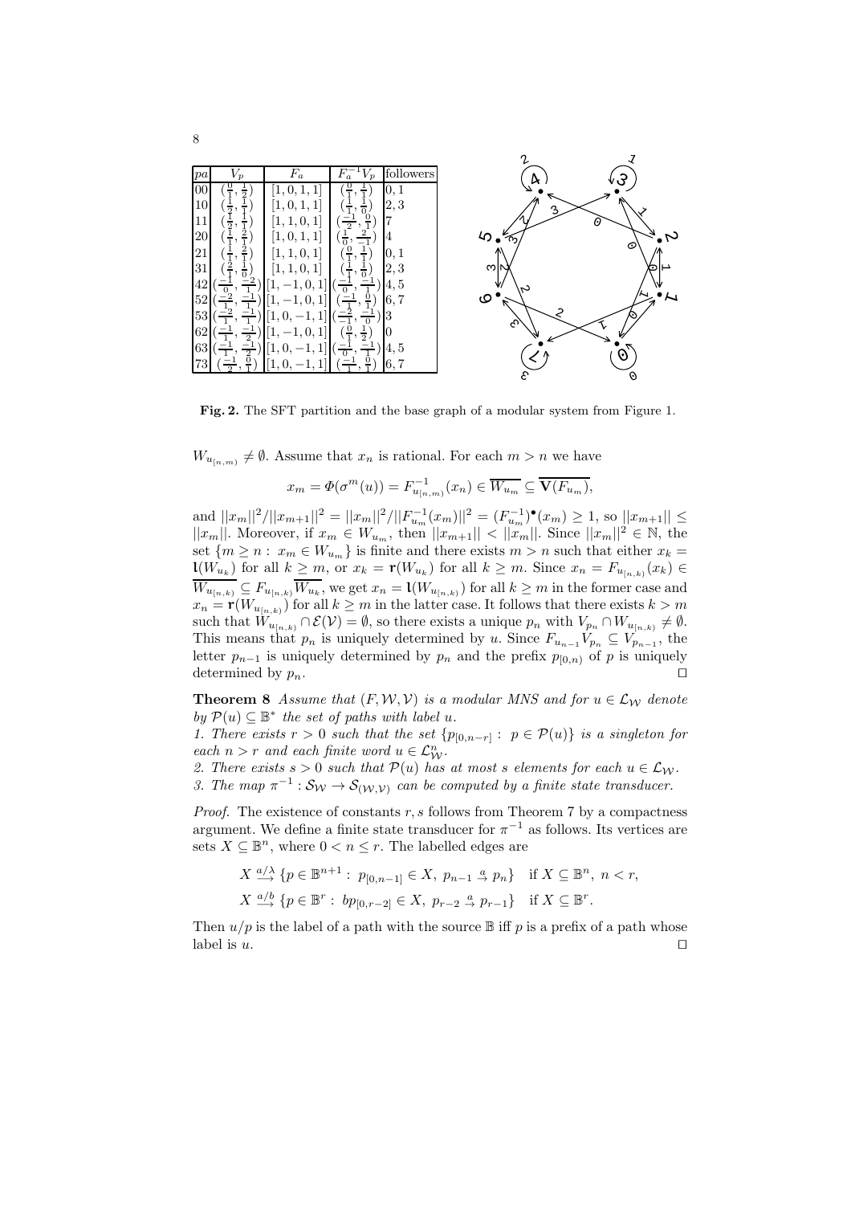| $pa$ | $V_p$ | $F_a$ | $F_a^{-1}V_p$ | followers |
|---|---|---|---|---|
| 00 | $(\frac{0}{1},\frac{1}{2})$ | $[1,0,1,1]$ | $(\frac{0}{1},\frac{1}{1})$ | 0, 1 |
| 10 | $(\frac{1}{2},\frac{1}{1})$ | $[1,0,1,1]$ | $(\frac{1}{1},\frac{1}{0})$ | 2, 3 |
| 11 | $(\frac{1}{2},\frac{1}{1})$ | $[1,1,0,1]$ | $(\frac{-1}{2},\frac{0}{1})$ | 7 |
| 20 | $(\frac{1}{1},\frac{2}{1})$ | $[1,0,1,1]$ | $(\frac{1}{0},\frac{2}{-1})$ | 4 |
| 21 | $(\frac{1}{1},\frac{2}{1})$ | $[1,1,0,1]$ | $(\frac{0}{1},\frac{1}{1})$ | 0, 1 |
| 31 | $(\frac{2}{1},\frac{1}{0})$ | $[1,1,0,1]$ | $(\frac{1}{1},\frac{1}{0})$ | 2, 3 |
| 42 | $(\frac{-1}{0},\frac{-2}{1})$ | $[1,-1,0,1]$ | $(\frac{-1}{0},\frac{-1}{1})$ | 4, 5 |
| 52 | $(\frac{-2}{1},\frac{-1}{1})$ | $[1,-1,0,1]$ | $(\frac{-1}{1},\frac{0}{1})$ | 6, 7 |
| 53 | $(\frac{-2}{1},\frac{-1}{1})$ | $[1,0,-1,1]$ | $(\frac{-2}{-1},\frac{-1}{0})$ | 3 |
| 62 | $(\frac{-1}{1},\frac{-1}{2})$ | $[1,-1,0,1]$ | $(\frac{0}{1},\frac{1}{2})$ | 0 |
| 63 | $(\frac{-1}{1},\frac{-1}{2})$ | $[1,0,-1,1]$ | $(\frac{-1}{0},\frac{-1}{1})$ | 4, 5 |
| 73 | $(\frac{-1}{2},\frac{0}{1})$ | $[1,0,-1,1]$ | $(\frac{-1}{1},\frac{0}{1})$ | 6, 7 |

**Fig. 2.** The SFT partition and the base graph of a modular system from Figure 1.

$W_{u_{[n,m)}} \neq \emptyset$. Assume that $x_n$ is rational. For each $m > n$ we have

$$x_m = \Phi(\sigma^m(u)) = F^{-1}_{u_{[n,m)}}(x_n) \in \overline{W_{u_m}} \subseteq \overline{\mathbf{V}(F_{u_m})},$$

and $||x_m||^2/||x_{m+1}||^2 = ||x_m||^2/||F^{-1}_{u_m}(x_m)||^2 = (F^{-1}_{u_m})^\bullet(x_m) \geq 1$, so $||x_{m+1}|| \leq ||x_m||$. Moreover, if $x_m \in W_{u_m}$, then $||x_{m+1}|| < ||x_m||$. Since $||x_m||^2 \in \mathbb{N}$, the set $\{m \geq n : x_m \in W_{u_m}\}$ is finite and there exists $m > n$ such that either $x_k = \mathfrak{l}(W_{u_k})$ for all $k \geq m$, or $x_k = \mathbf{r}(W_{u_k})$ for all $k \geq m$. Since $x_n = F_{u_{[n,k)}}(x_k) \in \overline{W_{u_{[n,k)}}} \subseteq F_{u_{[n,k)}}\overline{W_{u_k}}$, we get $x_n = \mathfrak{l}(W_{u_{[n,k)}})$ for all $k \geq m$ in the former case and $x_n = \mathbf{r}(W_{u_{[n,k)}})$ for all $k \geq m$ in the latter case. It follows that there exists $k > m$ such that $W_{u_{[n,k)}} \cap \mathcal{E}(\mathcal{V}) = \emptyset$, so there exists a unique $p_n$ with $V_{p_n} \cap W_{u_{[n,k)}} \neq \emptyset$. This means that $p_n$ is uniquely determined by $u$. Since $F_{u_{n-1}}V_{p_n} \subseteq V_{p_{n-1}}$, the letter $p_{n-1}$ is uniquely determined by $p_n$ and the prefix $p_{[0,n)}$ of $p$ is uniquely determined by $p_n$. □

**Theorem 8** *Assume that $(F, \mathcal{W}, \mathcal{V})$ is a modular MNS and for $u \in \mathcal{L}_\mathcal{W}$ denote by $\mathcal{P}(u) \subseteq \mathbb{B}^*$ the set of paths with label $u$.*
*1. There exists $r > 0$ such that the set $\{p_{[0,n-r]} : p \in \mathcal{P}(u)\}$ is a singleton for each $n > r$ and each finite word $u \in \mathcal{L}^n_\mathcal{W}$.*
*2. There exists $s > 0$ such that $\mathcal{P}(u)$ has at most $s$ elements for each $u \in \mathcal{L}_\mathcal{W}$.*
*3. The map $\pi^{-1} : \mathcal{S}_\mathcal{W} \to \mathcal{S}_{(\mathcal{W},\mathcal{V})}$ can be computed by a finite state transducer.*

*Proof.* The existence of constants $r, s$ follows from Theorem 7 by a compactness argument. We define a finite state transducer for $\pi^{-1}$ as follows. Its vertices are sets $X \subseteq \mathbb{B}^n$, where $0 < n \leq r$. The labelled edges are

$$X \xrightarrow{a/\lambda} \{p \in \mathbb{B}^{n+1} : p_{[0,n-1]} \in X,\ p_{n-1} \xrightarrow{a} p_n\} \quad \text{if } X \subseteq \mathbb{B}^n,\ n < r,$$

$$X \xrightarrow{a/b} \{p \in \mathbb{B}^r : bp_{[0,r-2]} \in X,\ p_{r-2} \xrightarrow{a} p_{r-1}\} \quad \text{if } X \subseteq \mathbb{B}^r.$$

Then $u/p$ is the label of a path with the source $\mathbb{B}$ iff $p$ is a prefix of a path whose label is $u$. □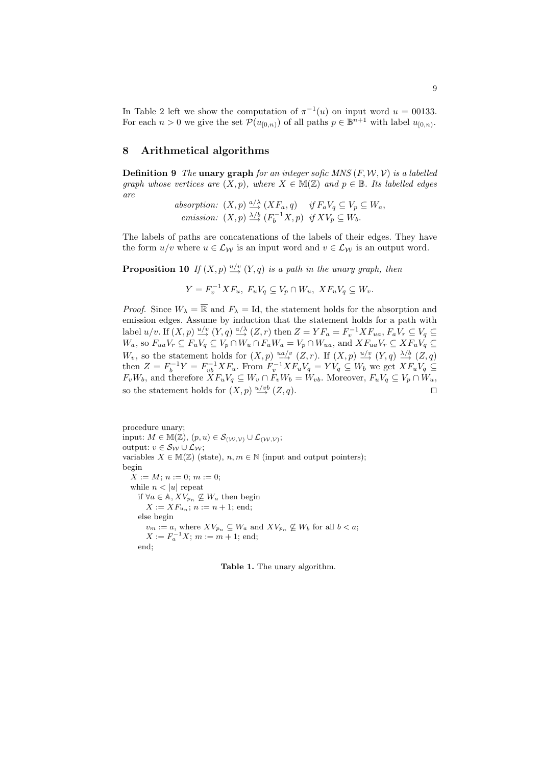In Table 2 left we show the computation of $\pi^{-1}(u)$ on input word $u = 00133$. For each $n > 0$ we give the set $\mathcal{P}(u_{[0,n)})$ of all paths $p \in \mathbb{B}^{n+1}$ with label $u_{[0,n)}$.

## 8 Arithmetical algorithms

**Definition 9** *The* **unary graph** *for an integer sofic MNS $(F, \mathcal{W}, \mathcal{V})$ is a labelled graph whose vertices are $(X, p)$, where $X \in \mathbb{M}(\mathbb{Z})$ and $p \in \mathbb{B}$. Its labelled edges are*

$$\text{absorption: } (X,p) \xrightarrow{a/\lambda} (XF_a, q) \quad \text{if } F_a V_q \subseteq V_p \subseteq W_a,$$
$$\text{emission: } (X,p) \xrightarrow{\lambda/b} (F_b^{-1}X, p) \quad \text{if } XV_p \subseteq W_b.$$

The labels of paths are concatenations of the labels of their edges. They have the form $u/v$ where $u \in \mathcal{L}_\mathcal{W}$ is an input word and $v \in \mathcal{L}_\mathcal{W}$ is an output word.

**Proposition 10** *If $(X,p) \xrightarrow{u/v} (Y,q)$ is a path in the unary graph, then*

$$Y = F_v^{-1} X F_u,\ F_u V_q \subseteq V_p \cap W_u,\ XF_uV_q \subseteq W_v.$$

*Proof.* Since $W_\lambda = \overline{\mathbb{R}}$ and $F_\lambda = \mathrm{Id}$, the statement holds for the absorption and emission edges. Assume by induction that the statement holds for a path with label $u/v$. If $(X,p) \xrightarrow{u/v} (Y,q) \xrightarrow{a/\lambda} (Z,r)$ then $Z = YF_a = F_v^{-1}XF_{ua}$, $F_aV_r \subseteq V_q \subseteq W_a$, so $F_{ua}V_r \subseteq F_uV_q \subseteq V_p \cap W_u \cap F_uW_a = V_p \cap W_{ua}$, and $XF_{ua}V_r \subseteq XF_uV_q \subseteq W_v$, so the statement holds for $(X,p) \xrightarrow{ua/v} (Z,r)$. If $(X,p) \xrightarrow{u/v} (Y,q) \xrightarrow{\lambda/b} (Z,q)$ then $Z = F_b^{-1}Y = F_{vb}^{-1}XF_u$. From $F_v^{-1}XF_uV_q = YV_q \subseteq W_b$ we get $XF_uV_q \subseteq F_vW_b$, and therefore $XF_uV_q \subseteq W_v \cap F_vW_b = W_{vb}$. Moreover, $F_uV_q \subseteq V_p \cap W_u$, so the statement holds for $(X,p) \xrightarrow{u/vb} (Z,q)$. $\square$

```
procedure unary;
input: M ∈ 𝕄(ℤ), (p, u) ∈ 𝒮_(𝒲,𝒱) ∪ ℒ_(𝒲,𝒱);
output: v ∈ 𝒮_𝒲 ∪ ℒ_𝒲;
variables X ∈ 𝕄(ℤ) (state), n, m ∈ ℕ (input and output pointers);
begin
  X := M; n := 0; m := 0;
  while n < |u| repeat
    if ∀a ∈ 𝔸, X V_{p_n} ⊈ W_a then begin
       X := X F_{u_n}; n := n + 1; end;
    else begin
       v_m := a, where X V_{p_n} ⊆ W_a and X V_{p_n} ⊈ W_b for all b < a;
       X := F_a^{-1} X; m := m + 1; end;
  end;
```

**Table 1.** The unary algorithm.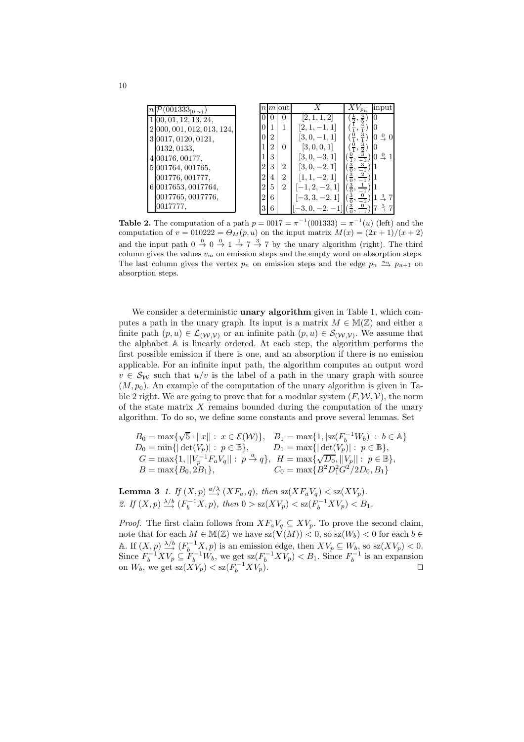| $n$ | $\mathcal{P}(001333_{[0,n)})$ |
|---|---|
| 1 | 00, 01, 12, 13, 24, |
| 2 | 000, 001, 012, 013, 124, |
| 3 | 0017, 0120, 0121, 0132, 0133, |
| 4 | 00176, 00177, |
| 5 | 001764, 001765, 001776, 001777, |
| 6 | 0017653, 0017764, 0017765, 0017776, 0017777, |

| $n$ | $m$ | out | $X$ | $XV_{p_n}$ | input |
|---|---|---|---|---|---|
| 0 | 0 | 0 | $[2, 1, 1, 2]$ | $(\frac{1}{2}, \frac{4}{5})$ | 0 |
| 0 | 1 | 1 | $[2, 1, -1, 1]$ | $(\frac{1}{1}, \frac{4}{1})$ | 0 |
| 0 | 2 | | $[3, 0, -1, 1]$ | $(\frac{0}{1}, \frac{3}{1})$ | $0 \xrightarrow{0} 0$ |
| 1 | 2 | 0 | $[3, 0, 0, 1]$ | $(\frac{0}{1}, \frac{3}{2})$ | 0 |
| 1 | 3 | | $[3, 0, -3, 1]$ | $(\frac{0}{1}, \frac{3}{-1})$ | $0 \xrightarrow{0} 1$ |
| 2 | 3 | 2 | $[3, 0, -2, 1]$ | $(\frac{3}{0}, \frac{3}{-1})$ | 1 |
| 2 | 4 | 2 | $[1, 1, -2, 1]$ | $(\frac{3}{0}, \frac{2}{-1})$ | 1 |
| 2 | 5 | 2 | $[-1, 2, -2, 1]$ | $(\frac{3}{0}, \frac{1}{-1})$ | 1 |
| 2 | 6 | | $[-3, 3, -2, 1]$ | $(\frac{3}{0}, \frac{0}{-1})$ | $1 \xrightarrow{1} 7$ |
| 3 | 6 | | $[-3, 0, -2, -1]$ | $(\frac{3}{0}, \frac{0}{-1})$ | $7 \xrightarrow{3} 7$ |

**Table 2.** The computation of a path $p = 0017 = \pi^{-1}(001333) = \pi^{-1}(u)$ (left) and the computation of $v = 010222 = \Theta_M(p, u)$ on the input matrix $M(x) = (2x+1)/(x+2)$ and the input path $0 \xrightarrow{0} 0 \xrightarrow{0} 1 \xrightarrow{1} 7 \xrightarrow{3} 7$ by the unary algorithm (right). The third column gives the values $v_m$ on emission steps and the empty word on absorption steps. The last column gives the vertex $p_n$ on emission steps and the edge $p_n \xrightarrow{u_n} p_{n+1}$ on absorption steps.

We consider a deterministic **unary algorithm** given in Table 1, which computes a path in the unary graph. Its input is a matrix $M \in \mathbb{M}(\mathbb{Z})$ and either a finite path $(p, u) \in \mathcal{L}_{(\mathcal{W},\mathcal{V})}$ or an infinite path $(p, u) \in \mathcal{S}_{(\mathcal{W},\mathcal{V})}$. We assume that the alphabet $\mathbb{A}$ is linearly ordered. At each step, the algorithm performs the first possible emission if there is one, and an absorption if there is no emission applicable. For an infinite input path, the algorithm computes an output word $v \in \mathcal{S}_{\mathcal{W}}$ such that $u/v$ is the label of a path in the unary graph with source $(M, p_0)$. An example of the computation of the unary algorithm is given in Table 2 right. We are going to prove that for a modular system $(F, \mathcal{W}, \mathcal{V})$, the norm of the state matrix $X$ remains bounded during the computation of the unary algorithm. To do so, we define some constants and prove several lemmas. Set

$$B_0 = \max\{\sqrt{5} \cdot ||x|| : x \in \mathcal{E}(\mathcal{W})\}, \quad B_1 = \max\{1, |\mathrm{sz}(F_b^{-1} W_b)| : b \in \mathbb{A}\}$$
$$D_0 = \min\{|\det(V_p)| : p \in \mathbb{B}\}, \quad D_1 = \max\{|\det(V_p)| : p \in \mathbb{B}\},$$
$$G = \max\{1, ||V_p^{-1} F_a V_q|| : p \xrightarrow{a} q\}, \quad H = \max\{\sqrt{D_0}, ||V_p|| : p \in \mathbb{B}\},$$
$$B = \max\{B_0, 2B_1\}, \quad C_0 = \max\{B^2 D_1^2 G^2 / 2D_0, B_1\}$$

**Lemma 3** *1. If $(X, p) \xrightarrow{a/\lambda} (XF_a, q)$, then $\mathrm{sz}(XF_aV_q) < \mathrm{sz}(XV_p)$.*
*2. If $(X, p) \xrightarrow{\lambda/b} (F_b^{-1}X, p)$, then $0 > \mathrm{sz}(XV_p) < \mathrm{sz}(F_b^{-1}XV_p) < B_1$.*

*Proof.* The first claim follows from $XF_aV_q \subseteq XV_p$. To prove the second claim, note that for each $M \in \mathbb{M}(\mathbb{Z})$ we have $\mathrm{sz}(\mathbf{V}(M)) < 0$, so $\mathrm{sz}(W_b) < 0$ for each $b \in \mathbb{A}$. If $(X, p) \xrightarrow{\lambda/b} (F_b^{-1}X, p)$ is an emission edge, then $XV_p \subseteq W_b$, so $\mathrm{sz}(XV_p) < 0$. Since $F_b^{-1}XV_p \subseteq F_b^{-1}W_b$, we get $\mathrm{sz}(F_b^{-1}XV_p) < B_1$. Since $F_b^{-1}$ is an expansion on $W_b$, we get $\mathrm{sz}(XV_p) < \mathrm{sz}(F_b^{-1}XV_p)$. $\square$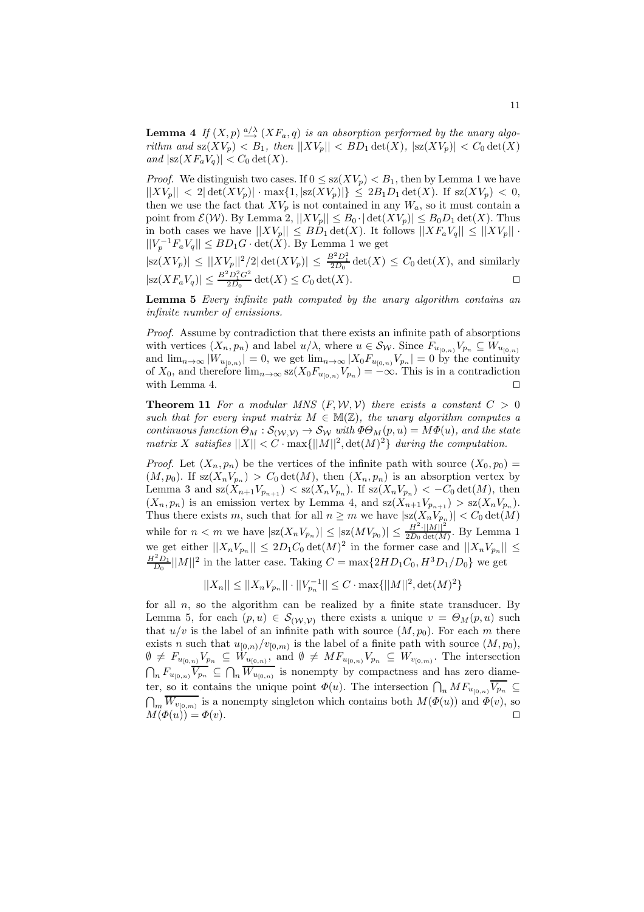**Lemma 4** *If $(X,p) \xrightarrow{a/\lambda} (XF_a, q)$ is an absorption performed by the unary algorithm and $\mathrm{sz}(XV_p) < B_1$, then $||XV_p|| < BD_1 \det(X)$, $|\mathrm{sz}(XV_p)| < C_0 \det(X)$ and $|\mathrm{sz}(XF_aV_q)| < C_0 \det(X)$.*

*Proof.* We distinguish two cases. If $0 \le \mathrm{sz}(XV_p) < B_1$, then by Lemma 1 we have $||XV_p|| < 2|\det(XV_p)| \cdot \max\{1, |\mathrm{sz}(XV_p)|\} \le 2B_1D_1 \det(X)$. If $\mathrm{sz}(XV_p) < 0$, then we use the fact that $XV_p$ is not contained in any $W_a$, so it must contain a point from $\mathcal{E}(\mathcal{W})$. By Lemma 2, $||XV_p|| \le B_0 \cdot |\det(XV_p)| \le B_0D_1 \det(X)$. Thus in both cases we have $||XV_p|| \le BD_1 \det(X)$. It follows $||XF_aV_q|| \le ||XV_p|| \cdot ||V_p^{-1}F_aV_q|| \le BD_1G \cdot \det(X)$. By Lemma 1 we get $|\mathrm{sz}(XV_p)| \le ||XV_p||^2/2|\det(XV_p)| \le \frac{B^2D_1^2}{2D_0} \det(X) \le C_0 \det(X)$, and similarly $|\mathrm{sz}(XF_aV_q)| \le \frac{B^2D_1^2G^2}{2D_0} \det(X) \le C_0 \det(X)$. ◻

**Lemma 5** *Every infinite path computed by the unary algorithm contains an infinite number of emissions.*

*Proof.* Assume by contradiction that there exists an infinite path of absorptions with vertices $(X_n, p_n)$ and label $u/\lambda$, where $u \in \mathcal{S}_\mathcal{W}$. Since $F_{u_{[0,n)}}V_{p_n} \subseteq W_{u_{[0,n)}}$ and $\lim_{n\to\infty} |W_{u_{[0,n)}}| = 0$, we get $\lim_{n\to\infty} |X_0F_{u_{[0,n)}}V_{p_n}| = 0$ by the continuity of $X_0$, and therefore $\lim_{n\to\infty} \mathrm{sz}(X_0F_{u_{[0,n)}}V_{p_n}) = -\infty$. This is in a contradiction with Lemma 4. ◻

**Theorem 11** *For a modular MNS $(F, \mathcal{W}, \mathcal{V})$ there exists a constant $C > 0$ such that for every input matrix $M \in \mathbb{M}(\mathbb{Z})$, the unary algorithm computes a continuous function $\Theta_M : \mathcal{S}_{(\mathcal{W},\mathcal{V})} \to \mathcal{S}_\mathcal{W}$ with $\Phi\Theta_M(p, u) = M\Phi(u)$, and the state matrix $X$ satisfies $||X|| < C \cdot \max\{||M||^2, \det(M)^2\}$ during the computation.*

*Proof.* Let $(X_n, p_n)$ be the vertices of the infinite path with source $(X_0, p_0) = (M, p_0)$. If $\mathrm{sz}(X_nV_{p_n}) > C_0 \det(M)$, then $(X_n, p_n)$ is an absorption vertex by Lemma 3 and $\mathrm{sz}(X_{n+1}V_{p_{n+1}}) < \mathrm{sz}(X_nV_{p_n})$. If $\mathrm{sz}(X_nV_{p_n}) < -C_0 \det(M)$, then $(X_n, p_n)$ is an emission vertex by Lemma 4, and $\mathrm{sz}(X_{n+1}V_{p_{n+1}}) > \mathrm{sz}(X_nV_{p_n})$. Thus there exists $m$, such that for all $n \ge m$ we have $|\mathrm{sz}(X_nV_{p_n})| < C_0 \det(M)$ while for $n < m$ we have $|\mathrm{sz}(X_nV_{p_n})| \le |\mathrm{sz}(MV_{p_0})| \le \frac{H^2 \cdot ||M||^2}{2D_0 \det(M)}$. By Lemma 1 we get either $||X_nV_{p_n}|| \le 2D_1C_0 \det(M)^2$ in the former case and $||X_nV_{p_n}|| \le \frac{H^2D_1}{D_0}||M||^2$ in the latter case. Taking $C = \max\{2HD_1C_0, H^3D_1/D_0\}$ we get

$$||X_n|| \le ||X_nV_{p_n}|| \cdot ||V_{p_n}^{-1}|| \le C \cdot \max\{||M||^2, \det(M)^2\}$$

for all $n$, so the algorithm can be realized by a finite state transducer. By Lemma 5, for each $(p, u) \in \mathcal{S}_{(\mathcal{W},\mathcal{V})}$ there exists a unique $v = \Theta_M(p, u)$ such that $u/v$ is the label of an infinite path with source $(M, p_0)$. For each $m$ there exists $n$ such that $u_{[0,n)}/v_{[0,m)}$ is the label of a finite path with source $(M, p_0)$, $\emptyset \ne F_{u_{[0,n)}}V_{p_n} \subseteq W_{u_{[0,n)}}$, and $\emptyset \ne MF_{u_{[0,n)}}V_{p_n} \subseteq W_{v_{[0,m)}}$. The intersection $\bigcap_n F_{u_{[0,n)}}\overline{V_{p_n}} \subseteq \bigcap_n \overline{W_{u_{[0,n)}}}$ is nonempty by compactness and has zero diameter, so it contains the unique point $\Phi(u)$. The intersection $\bigcap_n MF_{u_{[0,n)}}\overline{V_{p_n}} \subseteq \bigcap_m \overline{W_{v_{[0,m)}}}$ is a nonempty singleton which contains both $M(\Phi(u))$ and $\Phi(v)$, so $M(\Phi(u)) = \Phi(v)$. ◻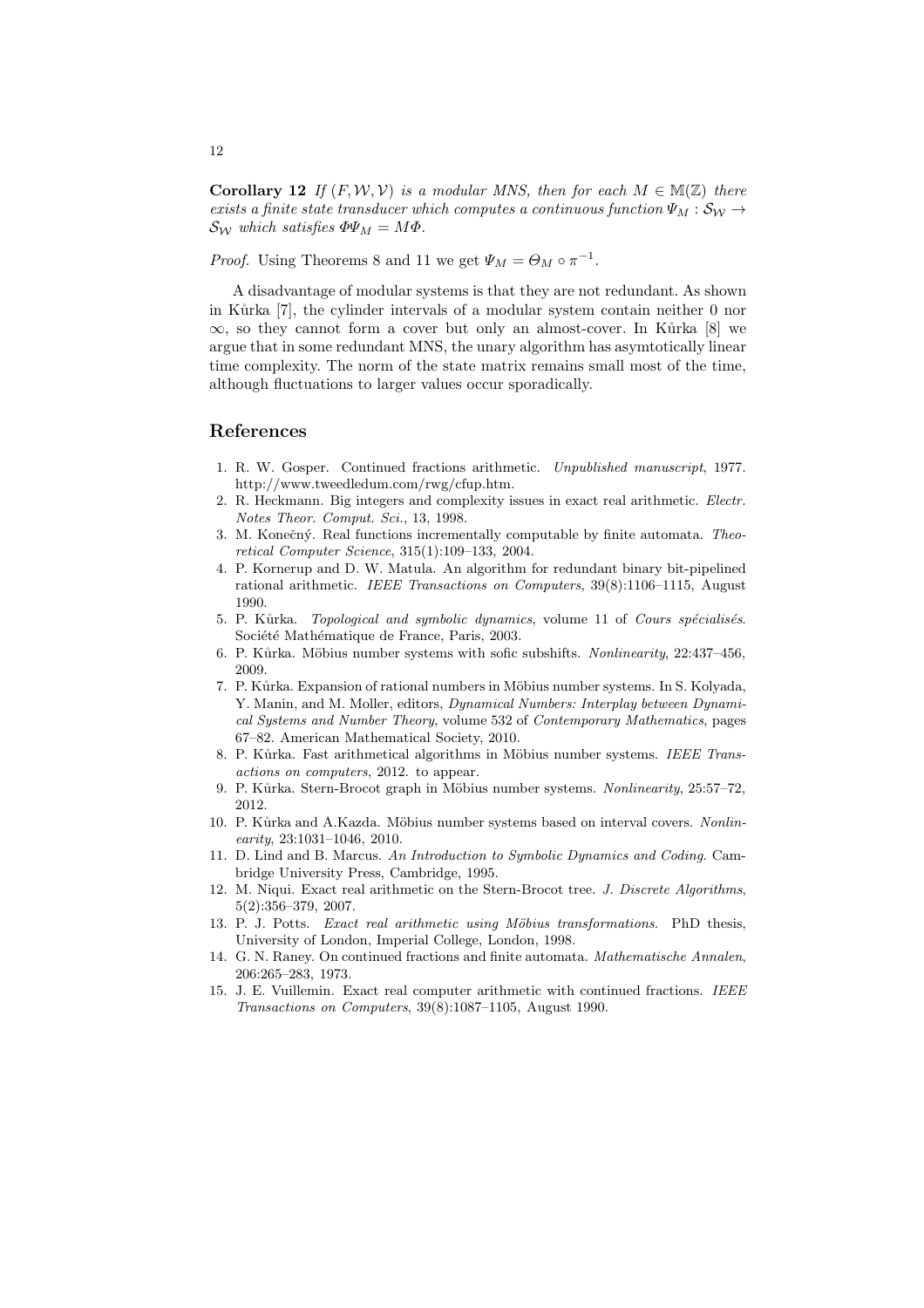**Corollary 12** *If* $(F, \mathcal{W}, \mathcal{V})$ *is a modular MNS, then for each* $M \in \mathbb{M}(\mathbb{Z})$ *there exists a finite state transducer which computes a continuous function* $\Psi_M : \mathcal{S}_\mathcal{W} \to \mathcal{S}_\mathcal{W}$ *which satisfies* $\Phi\Psi_M = M\Phi$.

*Proof.* Using Theorems 8 and 11 we get $\Psi_M = \Theta_M \circ \pi^{-1}$.

A disadvantage of modular systems is that they are not redundant. As shown in Kůrka [7], the cylinder intervals of a modular system contain neither 0 nor $\infty$, so they cannot form a cover but only an almost-cover. In Kůrka [8] we argue that in some redundant MNS, the unary algorithm has asymtotically linear time complexity. The norm of the state matrix remains small most of the time, although fluctuations to larger values occur sporadically.

## References

1. R. W. Gosper. Continued fractions arithmetic. *Unpublished manuscript*, 1977. http://www.tweedledum.com/rwg/cfup.htm.
2. R. Heckmann. Big integers and complexity issues in exact real arithmetic. *Electr. Notes Theor. Comput. Sci.*, 13, 1998.
3. M. Konečný. Real functions incrementally computable by finite automata. *Theoretical Computer Science*, 315(1):109–133, 2004.
4. P. Kornerup and D. W. Matula. An algorithm for redundant binary bit-pipelined rational arithmetic. *IEEE Transactions on Computers*, 39(8):1106–1115, August 1990.
5. P. Kůrka. *Topological and symbolic dynamics*, volume 11 of *Cours spécialisés*. Société Mathématique de France, Paris, 2003.
6. P. Kůrka. Möbius number systems with sofic subshifts. *Nonlinearity*, 22:437–456, 2009.
7. P. Kůrka. Expansion of rational numbers in Möbius number systems. In S. Kolyada, Y. Manin, and M. Moller, editors, *Dynamical Numbers: Interplay between Dynamical Systems and Number Theory*, volume 532 of *Contemporary Mathematics*, pages 67–82. American Mathematical Society, 2010.
8. P. Kůrka. Fast arithmetical algorithms in Möbius number systems. *IEEE Transactions on computers*, 2012. to appear.
9. P. Kůrka. Stern-Brocot graph in Möbius number systems. *Nonlinearity*, 25:57–72, 2012.
10. P. Kůrka and A.Kazda. Möbius number systems based on interval covers. *Nonlinearity*, 23:1031–1046, 2010.
11. D. Lind and B. Marcus. *An Introduction to Symbolic Dynamics and Coding*. Cambridge University Press, Cambridge, 1995.
12. M. Niqui. Exact real arithmetic on the Stern-Brocot tree. *J. Discrete Algorithms*, 5(2):356–379, 2007.
13. P. J. Potts. *Exact real arithmetic using Möbius transformations*. PhD thesis, University of London, Imperial College, London, 1998.
14. G. N. Raney. On continued fractions and finite automata. *Mathematische Annalen*, 206:265–283, 1973.
15. J. E. Vuillemin. Exact real computer arithmetic with continued fractions. *IEEE Transactions on Computers*, 39(8):1087–1105, August 1990.